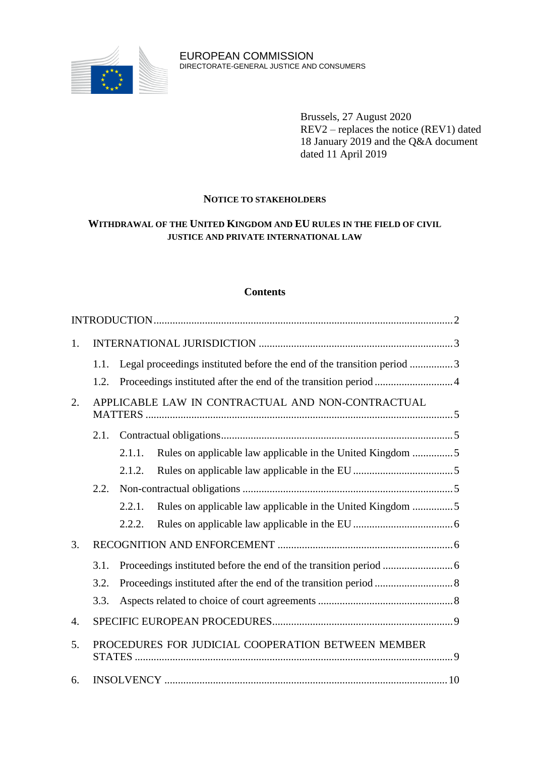EUROPEAN COMMISSION
DIRECTORATE-GENERAL JUSTICE AND CONSUMERS

Brussels, 27 August 2020
REV2 – replaces the notice (REV1) dated 18 January 2019 and the Q&A document dated 11 April 2019

# NOTICE TO STAKEHOLDERS

## WITHDRAWAL OF THE UNITED KINGDOM AND EU RULES IN THE FIELD OF CIVIL JUSTICE AND PRIVATE INTERNATIONAL LAW

### Contents

INTRODUCTION ..... 2

1. INTERNATIONAL JURISDICTION ..... 3
   - 1.1. Legal proceedings instituted before the end of the transition period ..... 3
   - 1.2. Proceedings instituted after the end of the transition period ..... 4
2. APPLICABLE LAW IN CONTRACTUAL AND NON-CONTRACTUAL MATTERS ..... 5
   - 2.1. Contractual obligations ..... 5
     - 2.1.1. Rules on applicable law applicable in the United Kingdom ..... 5
     - 2.1.2. Rules on applicable law applicable in the EU ..... 5
   - 2.2. Non-contractual obligations ..... 5
     - 2.2.1. Rules on applicable law applicable in the United Kingdom ..... 5
     - 2.2.2. Rules on applicable law applicable in the EU ..... 6
3. RECOGNITION AND ENFORCEMENT ..... 6
   - 3.1. Proceedings instituted before the end of the transition period ..... 6
   - 3.2. Proceedings instituted after the end of the transition period ..... 8
   - 3.3. Aspects related to choice of court agreements ..... 8
4. SPECIFIC EUROPEAN PROCEDURES ..... 9
5. PROCEDURES FOR JUDICIAL COOPERATION BETWEEN MEMBER STATES ..... 9
6. INSOLVENCY ..... 10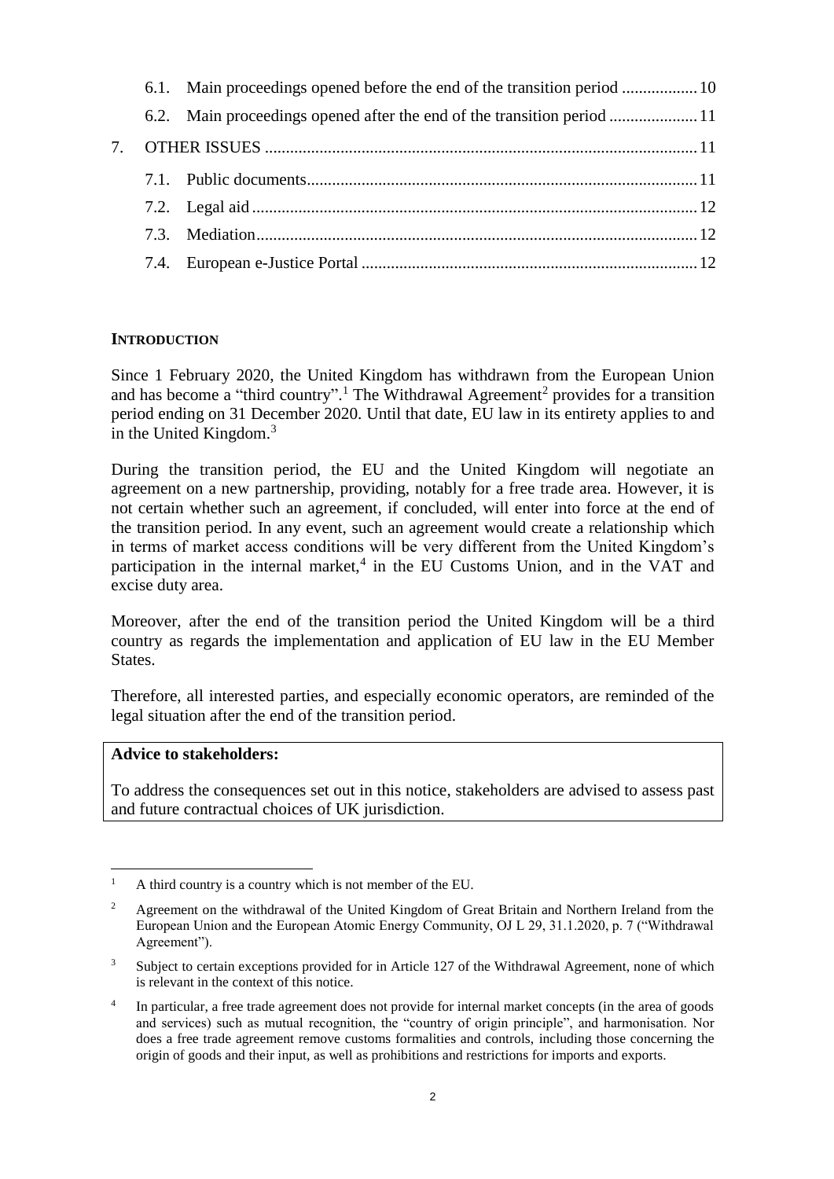6.1. Main proceedings opened before the end of the transition period .................. 10

6.2. Main proceedings opened after the end of the transition period ..................... 11

7. OTHER ISSUES ...................................................................................................... 11

7.1. Public documents............................................................................................ 11

7.2. Legal aid ......................................................................................................... 12

7.3. Mediation........................................................................................................ 12

7.4. European e-Justice Portal ............................................................................... 12

## INTRODUCTION

Since 1 February 2020, the United Kingdom has withdrawn from the European Union and has become a "third country".[1] The Withdrawal Agreement[2] provides for a transition period ending on 31 December 2020. Until that date, EU law in its entirety applies to and in the United Kingdom.[3]

During the transition period, the EU and the United Kingdom will negotiate an agreement on a new partnership, providing, notably for a free trade area. However, it is not certain whether such an agreement, if concluded, will enter into force at the end of the transition period. In any event, such an agreement would create a relationship which in terms of market access conditions will be very different from the United Kingdom's participation in the internal market,[4] in the EU Customs Union, and in the VAT and excise duty area.

Moreover, after the end of the transition period the United Kingdom will be a third country as regards the implementation and application of EU law in the EU Member States.

Therefore, all interested parties, and especially economic operators, are reminded of the legal situation after the end of the transition period.

**Advice to stakeholders:**

To address the consequences set out in this notice, stakeholders are advised to assess past and future contractual choices of UK jurisdiction.

---

[1] A third country is a country which is not member of the EU.

[2] Agreement on the withdrawal of the United Kingdom of Great Britain and Northern Ireland from the European Union and the European Atomic Energy Community, OJ L 29, 31.1.2020, p. 7 ("Withdrawal Agreement").

[3] Subject to certain exceptions provided for in Article 127 of the Withdrawal Agreement, none of which is relevant in the context of this notice.

[4] In particular, a free trade agreement does not provide for internal market concepts (in the area of goods and services) such as mutual recognition, the "country of origin principle", and harmonisation. Nor does a free trade agreement remove customs formalities and controls, including those concerning the origin of goods and their input, as well as prohibitions and restrictions for imports and exports.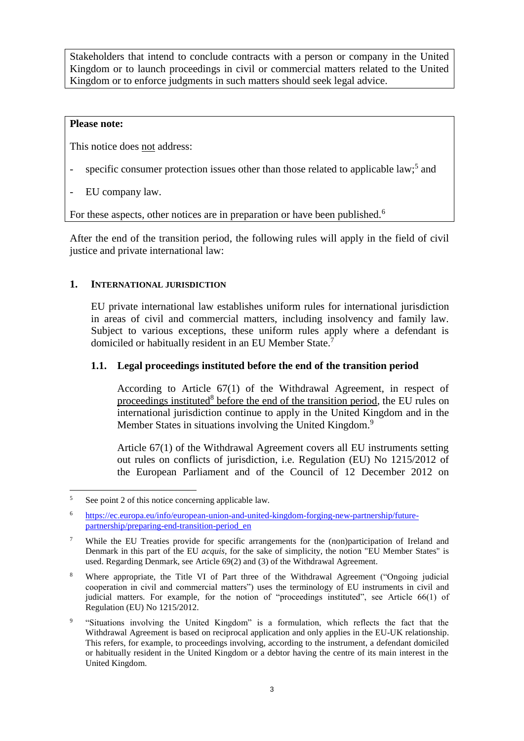Stakeholders that intend to conclude contracts with a person or company in the United Kingdom or to launch proceedings in civil or commercial matters related to the United Kingdom or to enforce judgments in such matters should seek legal advice.

**Please note:**

This notice does not address:

- specific consumer protection issues other than those related to applicable law;[5] and
- EU company law.

For these aspects, other notices are in preparation or have been published.[6]

After the end of the transition period, the following rules will apply in the field of civil justice and private international law:

## 1. International jurisdiction

EU private international law establishes uniform rules for international jurisdiction in areas of civil and commercial matters, including insolvency and family law. Subject to various exceptions, these uniform rules apply where a defendant is domiciled or habitually resident in an EU Member State.[7]

### 1.1. Legal proceedings instituted before the end of the transition period

According to Article 67(1) of the Withdrawal Agreement, in respect of proceedings instituted[8] before the end of the transition period, the EU rules on international jurisdiction continue to apply in the United Kingdom and in the Member States in situations involving the United Kingdom.[9]

Article 67(1) of the Withdrawal Agreement covers all EU instruments setting out rules on conflicts of jurisdiction, i.e. Regulation (EU) No 1215/2012 of the European Parliament and of the Council of 12 December 2012 on

---

[5] See point 2 of this notice concerning applicable law.

[6] https://ec.europa.eu/info/european-union-and-united-kingdom-forging-new-partnership/future-partnership/preparing-end-transition-period_en

[7] While the EU Treaties provide for specific arrangements for the (non)participation of Ireland and Denmark in this part of the EU *acquis*, for the sake of simplicity, the notion "EU Member States" is used. Regarding Denmark, see Article 69(2) and (3) of the Withdrawal Agreement.

[8] Where appropriate, the Title VI of Part three of the Withdrawal Agreement ("Ongoing judicial cooperation in civil and commercial matters") uses the terminology of EU instruments in civil and judicial matters. For example, for the notion of "proceedings instituted", see Article 66(1) of Regulation (EU) No 1215/2012.

[9] "Situations involving the United Kingdom" is a formulation, which reflects the fact that the Withdrawal Agreement is based on reciprocal application and only applies in the EU-UK relationship. This refers, for example, to proceedings involving, according to the instrument, a defendant domiciled or habitually resident in the United Kingdom or a debtor having the centre of its main interest in the United Kingdom.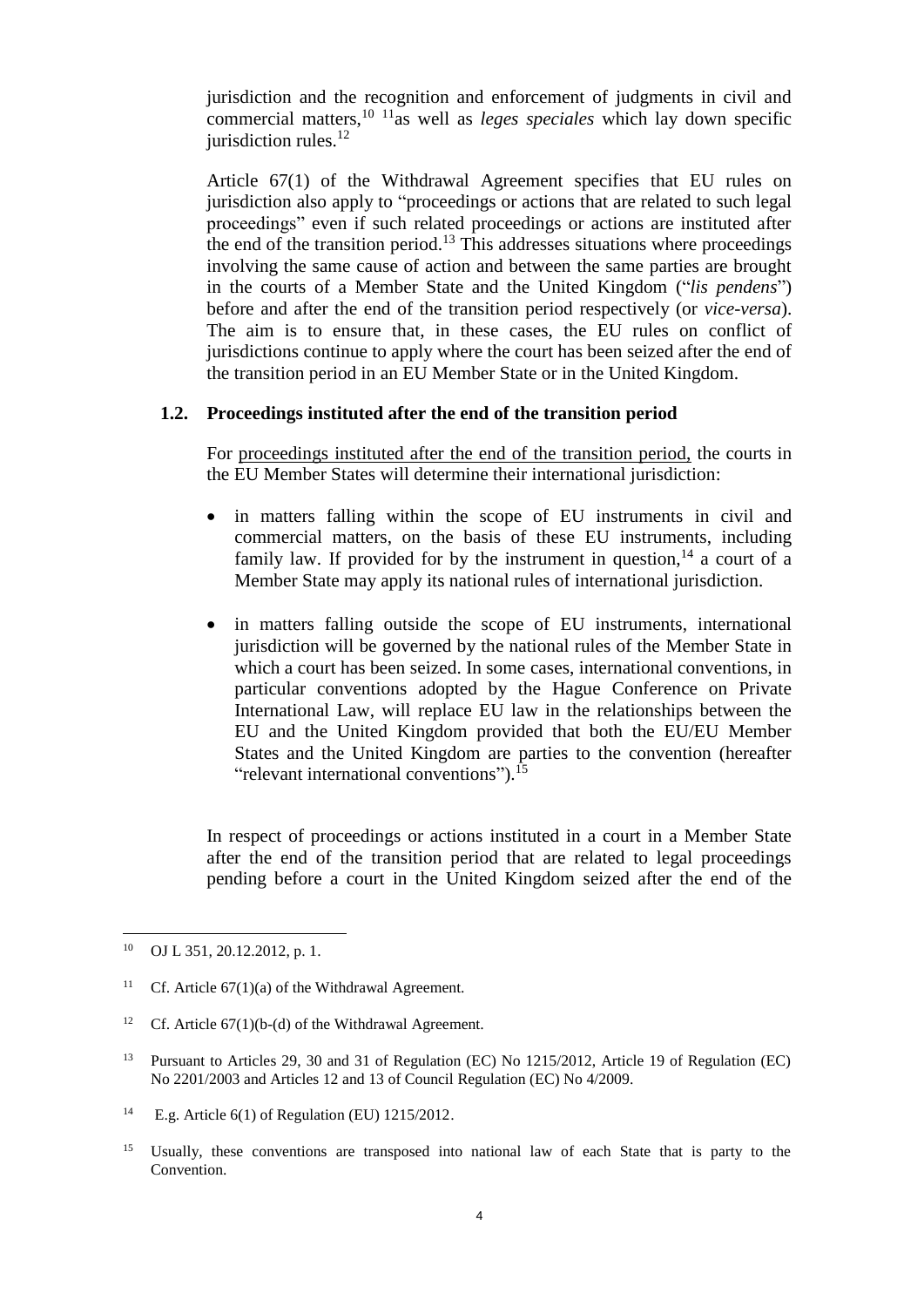jurisdiction and the recognition and enforcement of judgments in civil and commercial matters,[10] [11]as well as *leges speciales* which lay down specific jurisdiction rules.[12]

Article 67(1) of the Withdrawal Agreement specifies that EU rules on jurisdiction also apply to "proceedings or actions that are related to such legal proceedings" even if such related proceedings or actions are instituted after the end of the transition period.[13] This addresses situations where proceedings involving the same cause of action and between the same parties are brought in the courts of a Member State and the United Kingdom ("*lis pendens*") before and after the end of the transition period respectively (or *vice-versa*). The aim is to ensure that, in these cases, the EU rules on conflict of jurisdictions continue to apply where the court has been seized after the end of the transition period in an EU Member State or in the United Kingdom.

### 1.2. Proceedings instituted after the end of the transition period

For proceedings instituted after the end of the transition period, the courts in the EU Member States will determine their international jurisdiction:

- in matters falling within the scope of EU instruments in civil and commercial matters, on the basis of these EU instruments, including family law. If provided for by the instrument in question,[14] a court of a Member State may apply its national rules of international jurisdiction.
- in matters falling outside the scope of EU instruments, international jurisdiction will be governed by the national rules of the Member State in which a court has been seized. In some cases, international conventions, in particular conventions adopted by the Hague Conference on Private International Law, will replace EU law in the relationships between the EU and the United Kingdom provided that both the EU/EU Member States and the United Kingdom are parties to the convention (hereafter "relevant international conventions").[15]

In respect of proceedings or actions instituted in a court in a Member State after the end of the transition period that are related to legal proceedings pending before a court in the United Kingdom seized after the end of the

---

[10] OJ L 351, 20.12.2012, p. 1.

[11] Cf. Article 67(1)(a) of the Withdrawal Agreement.

[12] Cf. Article 67(1)(b-(d) of the Withdrawal Agreement.

[13] Pursuant to Articles 29, 30 and 31 of Regulation (EC) No 1215/2012, Article 19 of Regulation (EC) No 2201/2003 and Articles 12 and 13 of Council Regulation (EC) No 4/2009.

[14] E.g. Article 6(1) of Regulation (EU) 1215/2012.

[15] Usually, these conventions are transposed into national law of each State that is party to the Convention.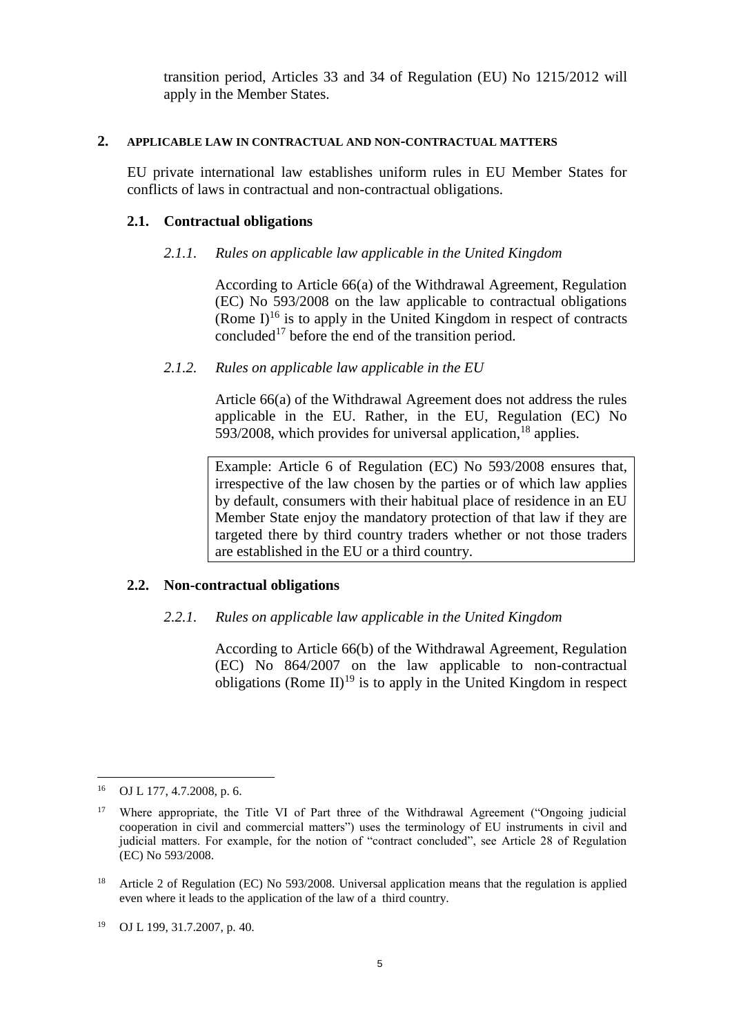transition period, Articles 33 and 34 of Regulation (EU) No 1215/2012 will apply in the Member States.

## 2. APPLICABLE LAW IN CONTRACTUAL AND NON-CONTRACTUAL MATTERS

EU private international law establishes uniform rules in EU Member States for conflicts of laws in contractual and non-contractual obligations.

### 2.1. Contractual obligations

#### *2.1.1. Rules on applicable law applicable in the United Kingdom*

According to Article 66(a) of the Withdrawal Agreement, Regulation (EC) No 593/2008 on the law applicable to contractual obligations (Rome I)[16] is to apply in the United Kingdom in respect of contracts concluded[17] before the end of the transition period.

#### *2.1.2. Rules on applicable law applicable in the EU*

Article 66(a) of the Withdrawal Agreement does not address the rules applicable in the EU. Rather, in the EU, Regulation (EC) No 593/2008, which provides for universal application,[18] applies.

> Example: Article 6 of Regulation (EC) No 593/2008 ensures that, irrespective of the law chosen by the parties or of which law applies by default, consumers with their habitual place of residence in an EU Member State enjoy the mandatory protection of that law if they are targeted there by third country traders whether or not those traders are established in the EU or a third country.

### 2.2. Non-contractual obligations

#### *2.2.1. Rules on applicable law applicable in the United Kingdom*

According to Article 66(b) of the Withdrawal Agreement, Regulation (EC) No 864/2007 on the law applicable to non-contractual obligations (Rome II)[19] is to apply in the United Kingdom in respect

---

[16] OJ L 177, 4.7.2008, p. 6.

[17] Where appropriate, the Title VI of Part three of the Withdrawal Agreement ("Ongoing judicial cooperation in civil and commercial matters") uses the terminology of EU instruments in civil and judicial matters. For example, for the notion of "contract concluded", see Article 28 of Regulation (EC) No 593/2008.

[18] Article 2 of Regulation (EC) No 593/2008. Universal application means that the regulation is applied even where it leads to the application of the law of a third country.

[19] OJ L 199, 31.7.2007, p. 40.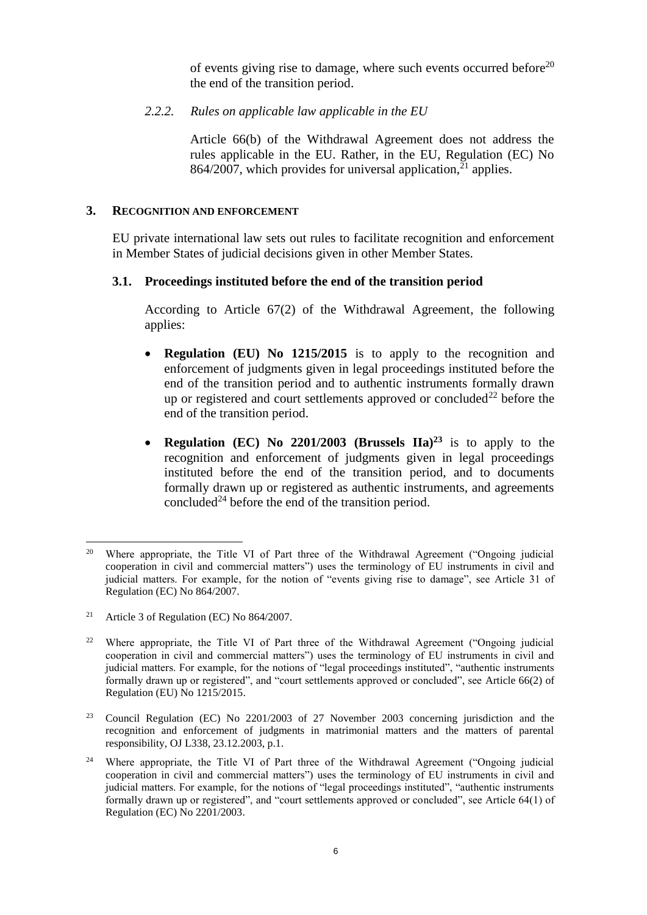of events giving rise to damage, where such events occurred before[20] the end of the transition period.

#### *2.2.2. Rules on applicable law applicable in the EU*

Article 66(b) of the Withdrawal Agreement does not address the rules applicable in the EU. Rather, in the EU, Regulation (EC) No 864/2007, which provides for universal application,[21] applies.

## 3. RECOGNITION AND ENFORCEMENT

EU private international law sets out rules to facilitate recognition and enforcement in Member States of judicial decisions given in other Member States.

### 3.1. Proceedings instituted before the end of the transition period

According to Article 67(2) of the Withdrawal Agreement, the following applies:

- **Regulation (EU) No 1215/2015** is to apply to the recognition and enforcement of judgments given in legal proceedings instituted before the end of the transition period and to authentic instruments formally drawn up or registered and court settlements approved or concluded[22] before the end of the transition period.
- **Regulation (EC) No 2201/2003 (Brussels IIa)[23]** is to apply to the recognition and enforcement of judgments given in legal proceedings instituted before the end of the transition period, and to documents formally drawn up or registered as authentic instruments, and agreements concluded[24] before the end of the transition period.

---

[20] Where appropriate, the Title VI of Part three of the Withdrawal Agreement ("Ongoing judicial cooperation in civil and commercial matters") uses the terminology of EU instruments in civil and judicial matters. For example, for the notion of "events giving rise to damage", see Article 31 of Regulation (EC) No 864/2007.

[21] Article 3 of Regulation (EC) No 864/2007.

[22] Where appropriate, the Title VI of Part three of the Withdrawal Agreement ("Ongoing judicial cooperation in civil and commercial matters") uses the terminology of EU instruments in civil and judicial matters. For example, for the notions of "legal proceedings instituted", "authentic instruments formally drawn up or registered", and "court settlements approved or concluded", see Article 66(2) of Regulation (EU) No 1215/2015.

[23] Council Regulation (EC) No 2201/2003 of 27 November 2003 concerning jurisdiction and the recognition and enforcement of judgments in matrimonial matters and the matters of parental responsibility, OJ L338, 23.12.2003, p.1.

[24] Where appropriate, the Title VI of Part three of the Withdrawal Agreement ("Ongoing judicial cooperation in civil and commercial matters") uses the terminology of EU instruments in civil and judicial matters. For example, for the notions of "legal proceedings instituted", "authentic instruments formally drawn up or registered", and "court settlements approved or concluded", see Article 64(1) of Regulation (EC) No 2201/2003.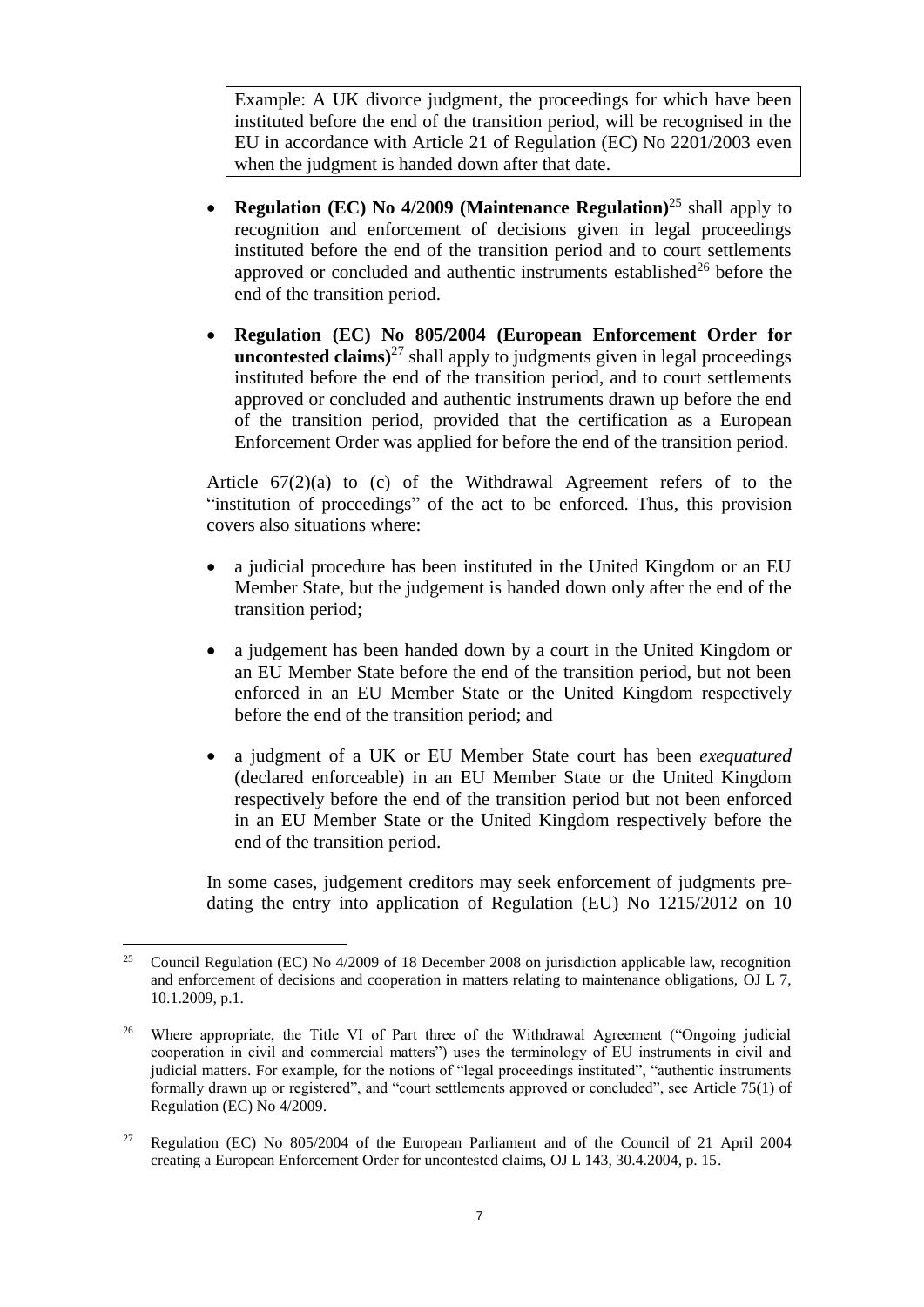> Example: A UK divorce judgment, the proceedings for which have been instituted before the end of the transition period, will be recognised in the EU in accordance with Article 21 of Regulation (EC) No 2201/2003 even when the judgment is handed down after that date.

- **Regulation (EC) No 4/2009 (Maintenance Regulation)**[25] shall apply to recognition and enforcement of decisions given in legal proceedings instituted before the end of the transition period and to court settlements approved or concluded and authentic instruments established[26] before the end of the transition period.

- **Regulation (EC) No 805/2004 (European Enforcement Order for uncontested claims)**[27] shall apply to judgments given in legal proceedings instituted before the end of the transition period, and to court settlements approved or concluded and authentic instruments drawn up before the end of the transition period, provided that the certification as a European Enforcement Order was applied for before the end of the transition period.

Article 67(2)(a) to (c) of the Withdrawal Agreement refers of to the "institution of proceedings" of the act to be enforced. Thus, this provision covers also situations where:

- a judicial procedure has been instituted in the United Kingdom or an EU Member State, but the judgement is handed down only after the end of the transition period;

- a judgement has been handed down by a court in the United Kingdom or an EU Member State before the end of the transition period, but not been enforced in an EU Member State or the United Kingdom respectively before the end of the transition period; and

- a judgment of a UK or EU Member State court has been *exequatured* (declared enforceable) in an EU Member State or the United Kingdom respectively before the end of the transition period but not been enforced in an EU Member State or the United Kingdom respectively before the end of the transition period.

In some cases, judgement creditors may seek enforcement of judgments pre-dating the entry into application of Regulation (EU) No 1215/2012 on 10

---

[25] Council Regulation (EC) No 4/2009 of 18 December 2008 on jurisdiction applicable law, recognition and enforcement of decisions and cooperation in matters relating to maintenance obligations, OJ L 7, 10.1.2009, p.1.

[26] Where appropriate, the Title VI of Part three of the Withdrawal Agreement ("Ongoing judicial cooperation in civil and commercial matters") uses the terminology of EU instruments in civil and judicial matters. For example, for the notions of "legal proceedings instituted", "authentic instruments formally drawn up or registered", and "court settlements approved or concluded", see Article 75(1) of Regulation (EC) No 4/2009.

[27] Regulation (EC) No 805/2004 of the European Parliament and of the Council of 21 April 2004 creating a European Enforcement Order for uncontested claims, OJ L 143, 30.4.2004, p. 15.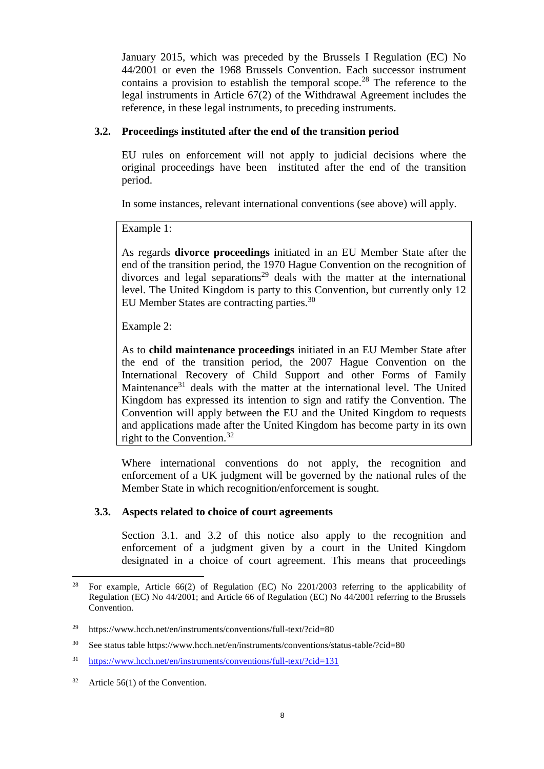January 2015, which was preceded by the Brussels I Regulation (EC) No 44/2001 or even the 1968 Brussels Convention. Each successor instrument contains a provision to establish the temporal scope.[28] The reference to the legal instruments in Article 67(2) of the Withdrawal Agreement includes the reference, in these legal instruments, to preceding instruments.

### 3.2. Proceedings instituted after the end of the transition period

EU rules on enforcement will not apply to judicial decisions where the original proceedings have been instituted after the end of the transition period.

In some instances, relevant international conventions (see above) will apply.

> Example 1:
>
> As regards **divorce proceedings** initiated in an EU Member State after the end of the transition period, the 1970 Hague Convention on the recognition of divorces and legal separations[29] deals with the matter at the international level. The United Kingdom is party to this Convention, but currently only 12 EU Member States are contracting parties.[30]
>
> Example 2:
>
> As to **child maintenance proceedings** initiated in an EU Member State after the end of the transition period, the 2007 Hague Convention on the International Recovery of Child Support and other Forms of Family Maintenance[31] deals with the matter at the international level. The United Kingdom has expressed its intention to sign and ratify the Convention. The Convention will apply between the EU and the United Kingdom to requests and applications made after the United Kingdom has become party in its own right to the Convention.[32]

Where international conventions do not apply, the recognition and enforcement of a UK judgment will be governed by the national rules of the Member State in which recognition/enforcement is sought.

### 3.3. Aspects related to choice of court agreements

Section 3.1. and 3.2 of this notice also apply to the recognition and enforcement of a judgment given by a court in the United Kingdom designated in a choice of court agreement. This means that proceedings

---

[28] For example, Article 66(2) of Regulation (EC) No 2201/2003 referring to the applicability of Regulation (EC) No 44/2001; and Article 66 of Regulation (EC) No 44/2001 referring to the Brussels Convention.

[29] https://www.hcch.net/en/instruments/conventions/full-text/?cid=80

[30] See status table https://www.hcch.net/en/instruments/conventions/status-table/?cid=80

[31] https://www.hcch.net/en/instruments/conventions/full-text/?cid=131

[32] Article 56(1) of the Convention.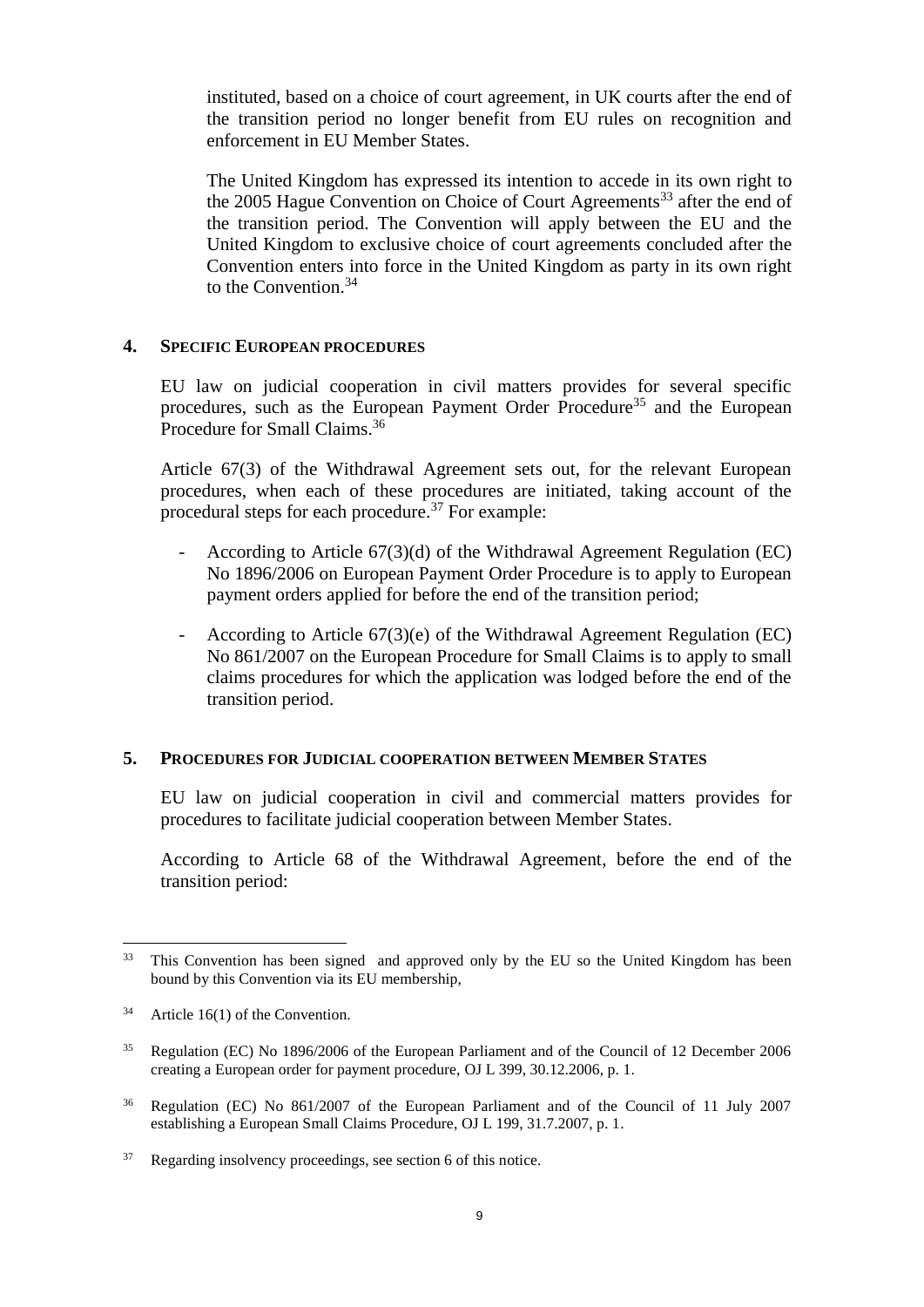instituted, based on a choice of court agreement, in UK courts after the end of the transition period no longer benefit from EU rules on recognition and enforcement in EU Member States.

The United Kingdom has expressed its intention to accede in its own right to the 2005 Hague Convention on Choice of Court Agreements[33] after the end of the transition period. The Convention will apply between the EU and the United Kingdom to exclusive choice of court agreements concluded after the Convention enters into force in the United Kingdom as party in its own right to the Convention.[34]

## 4. SPECIFIC EUROPEAN PROCEDURES

EU law on judicial cooperation in civil matters provides for several specific procedures, such as the European Payment Order Procedure[35] and the European Procedure for Small Claims.[36]

Article 67(3) of the Withdrawal Agreement sets out, for the relevant European procedures, when each of these procedures are initiated, taking account of the procedural steps for each procedure.[37] For example:

- According to Article 67(3)(d) of the Withdrawal Agreement Regulation (EC) No 1896/2006 on European Payment Order Procedure is to apply to European payment orders applied for before the end of the transition period;
- According to Article 67(3)(e) of the Withdrawal Agreement Regulation (EC) No 861/2007 on the European Procedure for Small Claims is to apply to small claims procedures for which the application was lodged before the end of the transition period.

## 5. PROCEDURES FOR JUDICIAL COOPERATION BETWEEN MEMBER STATES

EU law on judicial cooperation in civil and commercial matters provides for procedures to facilitate judicial cooperation between Member States.

According to Article 68 of the Withdrawal Agreement, before the end of the transition period:

---

[33] This Convention has been signed and approved only by the EU so the United Kingdom has been bound by this Convention via its EU membership,

[34] Article 16(1) of the Convention.

[35] Regulation (EC) No 1896/2006 of the European Parliament and of the Council of 12 December 2006 creating a European order for payment procedure, OJ L 399, 30.12.2006, p. 1.

[36] Regulation (EC) No 861/2007 of the European Parliament and of the Council of 11 July 2007 establishing a European Small Claims Procedure, OJ L 199, 31.7.2007, p. 1.

[37] Regarding insolvency proceedings, see section 6 of this notice.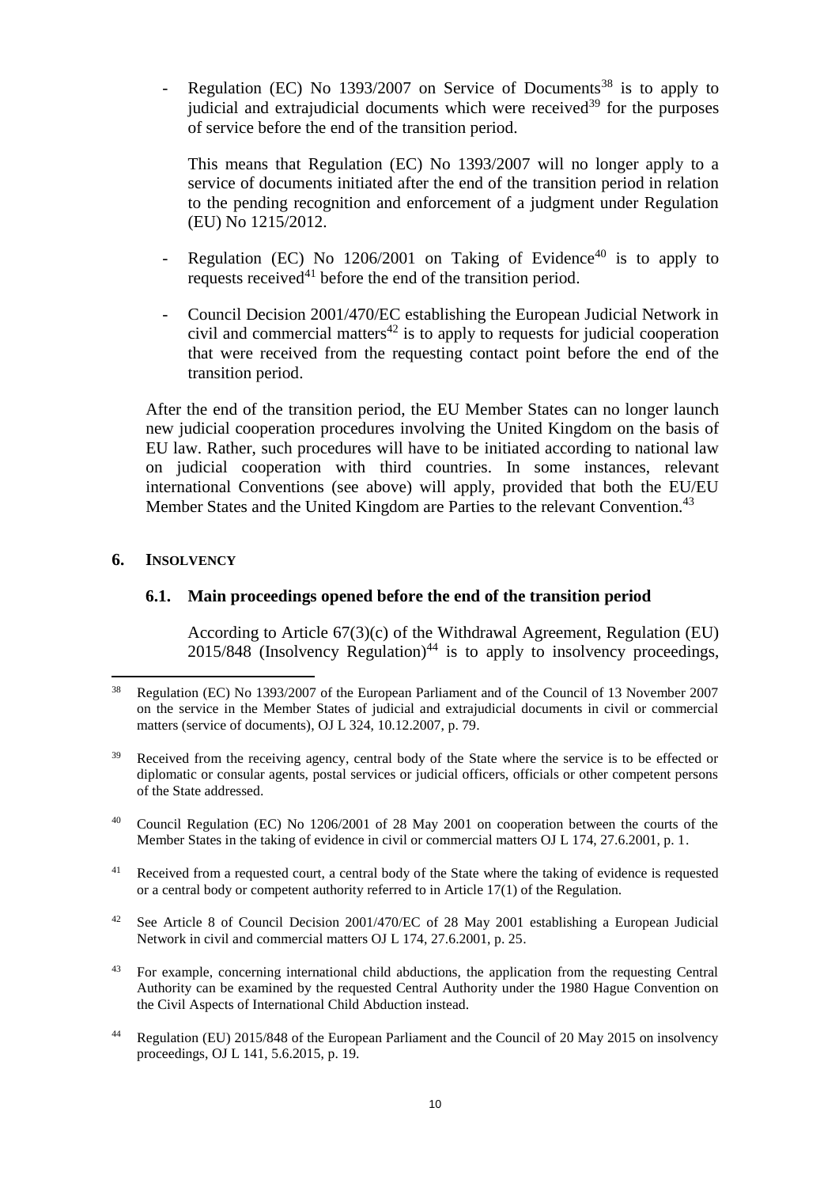- Regulation (EC) No 1393/2007 on Service of Documents[38] is to apply to judicial and extrajudicial documents which were received[39] for the purposes of service before the end of the transition period.

  This means that Regulation (EC) No 1393/2007 will no longer apply to a service of documents initiated after the end of the transition period in relation to the pending recognition and enforcement of a judgment under Regulation (EU) No 1215/2012.

- Regulation (EC) No 1206/2001 on Taking of Evidence[40] is to apply to requests received[41] before the end of the transition period.

- Council Decision 2001/470/EC establishing the European Judicial Network in civil and commercial matters[42] is to apply to requests for judicial cooperation that were received from the requesting contact point before the end of the transition period.

After the end of the transition period, the EU Member States can no longer launch new judicial cooperation procedures involving the United Kingdom on the basis of EU law. Rather, such procedures will have to be initiated according to national law on judicial cooperation with third countries. In some instances, relevant international Conventions (see above) will apply, provided that both the EU/EU Member States and the United Kingdom are Parties to the relevant Convention.[43]

## 6. INSOLVENCY

### 6.1. Main proceedings opened before the end of the transition period

According to Article 67(3)(c) of the Withdrawal Agreement, Regulation (EU) 2015/848 (Insolvency Regulation)[44] is to apply to insolvency proceedings,

---

[38] Regulation (EC) No 1393/2007 of the European Parliament and of the Council of 13 November 2007 on the service in the Member States of judicial and extrajudicial documents in civil or commercial matters (service of documents), OJ L 324, 10.12.2007, p. 79.

[39] Received from the receiving agency, central body of the State where the service is to be effected or diplomatic or consular agents, postal services or judicial officers, officials or other competent persons of the State addressed.

[40] Council Regulation (EC) No 1206/2001 of 28 May 2001 on cooperation between the courts of the Member States in the taking of evidence in civil or commercial matters OJ L 174, 27.6.2001, p. 1.

[41] Received from a requested court, a central body of the State where the taking of evidence is requested or a central body or competent authority referred to in Article 17(1) of the Regulation.

[42] See Article 8 of Council Decision 2001/470/EC of 28 May 2001 establishing a European Judicial Network in civil and commercial matters OJ L 174, 27.6.2001, p. 25.

[43] For example, concerning international child abductions, the application from the requesting Central Authority can be examined by the requested Central Authority under the 1980 Hague Convention on the Civil Aspects of International Child Abduction instead.

[44] Regulation (EU) 2015/848 of the European Parliament and the Council of 20 May 2015 on insolvency proceedings, OJ L 141, 5.6.2015, p. 19.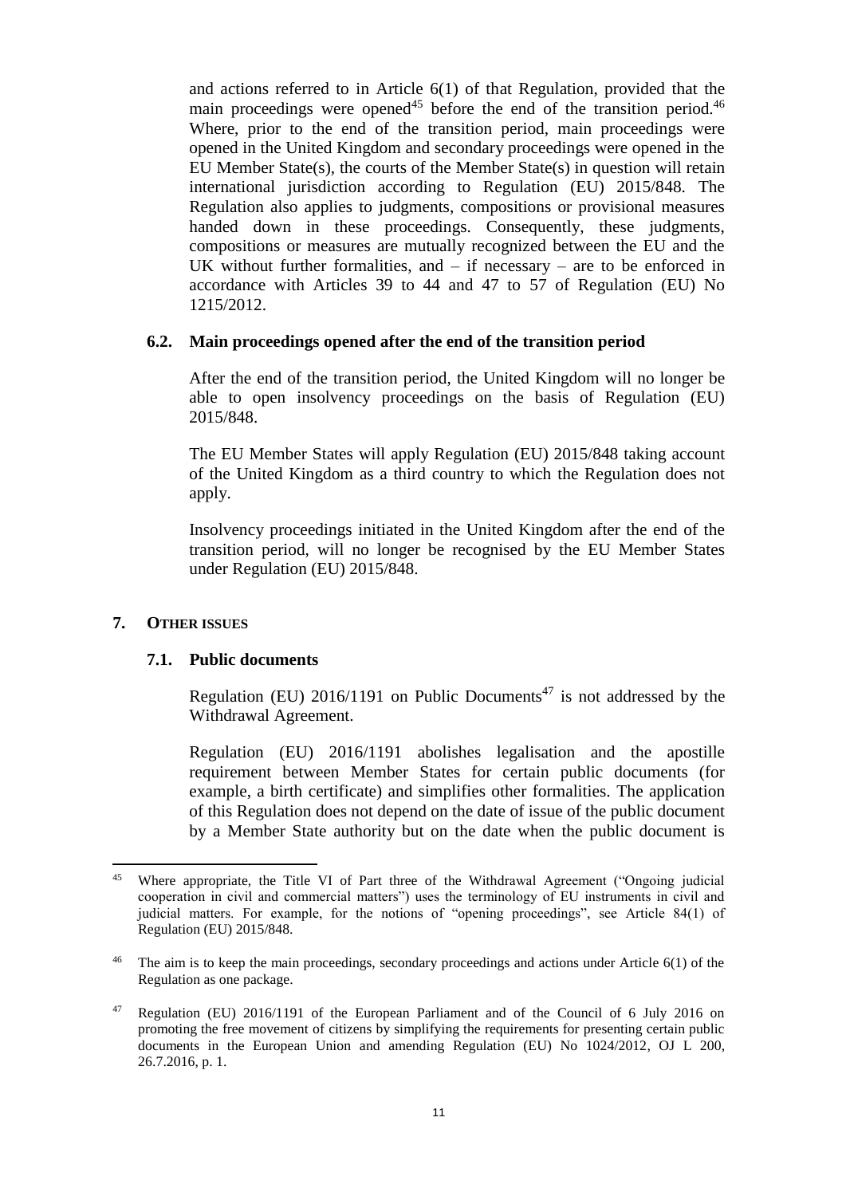and actions referred to in Article 6(1) of that Regulation, provided that the main proceedings were opened[45] before the end of the transition period.[46] Where, prior to the end of the transition period, main proceedings were opened in the United Kingdom and secondary proceedings were opened in the EU Member State(s), the courts of the Member State(s) in question will retain international jurisdiction according to Regulation (EU) 2015/848. The Regulation also applies to judgments, compositions or provisional measures handed down in these proceedings. Consequently, these judgments, compositions or measures are mutually recognized between the EU and the UK without further formalities, and – if necessary – are to be enforced in accordance with Articles 39 to 44 and 47 to 57 of Regulation (EU) No 1215/2012.

### 6.2. Main proceedings opened after the end of the transition period

After the end of the transition period, the United Kingdom will no longer be able to open insolvency proceedings on the basis of Regulation (EU) 2015/848.

The EU Member States will apply Regulation (EU) 2015/848 taking account of the United Kingdom as a third country to which the Regulation does not apply.

Insolvency proceedings initiated in the United Kingdom after the end of the transition period, will no longer be recognised by the EU Member States under Regulation (EU) 2015/848.

## 7. OTHER ISSUES

### 7.1. Public documents

Regulation (EU) 2016/1191 on Public Documents[47] is not addressed by the Withdrawal Agreement.

Regulation (EU) 2016/1191 abolishes legalisation and the apostille requirement between Member States for certain public documents (for example, a birth certificate) and simplifies other formalities. The application of this Regulation does not depend on the date of issue of the public document by a Member State authority but on the date when the public document is

---

[45] Where appropriate, the Title VI of Part three of the Withdrawal Agreement ("Ongoing judicial cooperation in civil and commercial matters") uses the terminology of EU instruments in civil and judicial matters. For example, for the notions of "opening proceedings", see Article 84(1) of Regulation (EU) 2015/848.

[46] The aim is to keep the main proceedings, secondary proceedings and actions under Article 6(1) of the Regulation as one package.

[47] Regulation (EU) 2016/1191 of the European Parliament and of the Council of 6 July 2016 on promoting the free movement of citizens by simplifying the requirements for presenting certain public documents in the European Union and amending Regulation (EU) No 1024/2012, OJ L 200, 26.7.2016, p. 1.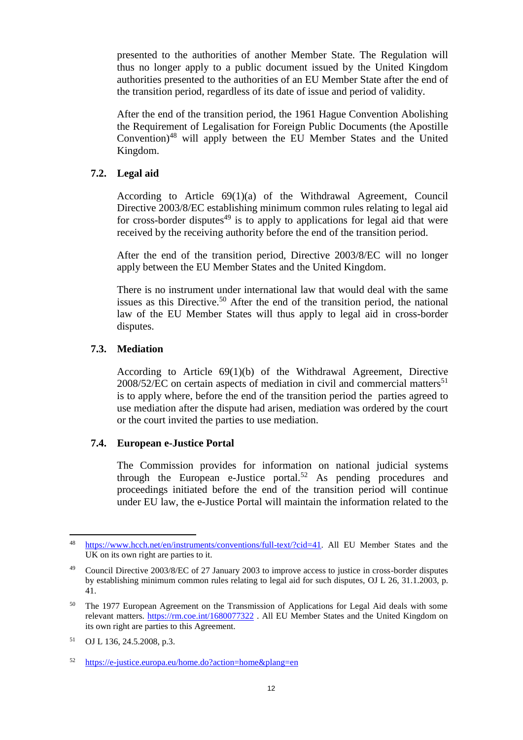presented to the authorities of another Member State. The Regulation will thus no longer apply to a public document issued by the United Kingdom authorities presented to the authorities of an EU Member State after the end of the transition period, regardless of its date of issue and period of validity.

After the end of the transition period, the 1961 Hague Convention Abolishing the Requirement of Legalisation for Foreign Public Documents (the Apostille Convention)[48] will apply between the EU Member States and the United Kingdom.

### 7.2. Legal aid

According to Article 69(1)(a) of the Withdrawal Agreement, Council Directive 2003/8/EC establishing minimum common rules relating to legal aid for cross-border disputes[49] is to apply to applications for legal aid that were received by the receiving authority before the end of the transition period.

After the end of the transition period, Directive 2003/8/EC will no longer apply between the EU Member States and the United Kingdom.

There is no instrument under international law that would deal with the same issues as this Directive.[50] After the end of the transition period, the national law of the EU Member States will thus apply to legal aid in cross-border disputes.

### 7.3. Mediation

According to Article 69(1)(b) of the Withdrawal Agreement, Directive 2008/52/EC on certain aspects of mediation in civil and commercial matters[51] is to apply where, before the end of the transition period the parties agreed to use mediation after the dispute had arisen, mediation was ordered by the court or the court invited the parties to use mediation.

### 7.4. European e-Justice Portal

The Commission provides for information on national judicial systems through the European e-Justice portal.[52] As pending procedures and proceedings initiated before the end of the transition period will continue under EU law, the e-Justice Portal will maintain the information related to the

---

[48] https://www.hcch.net/en/instruments/conventions/full-text/?cid=41. All EU Member States and the UK on its own right are parties to it.

[49] Council Directive 2003/8/EC of 27 January 2003 to improve access to justice in cross-border disputes by establishing minimum common rules relating to legal aid for such disputes, OJ L 26, 31.1.2003, p. 41.

[50] The 1977 European Agreement on the Transmission of Applications for Legal Aid deals with some relevant matters. https://rm.coe.int/1680077322 . All EU Member States and the United Kingdom on its own right are parties to this Agreement.

[51] OJ L 136, 24.5.2008, p.3.

[52] https://e-justice.europa.eu/home.do?action=home&plang=en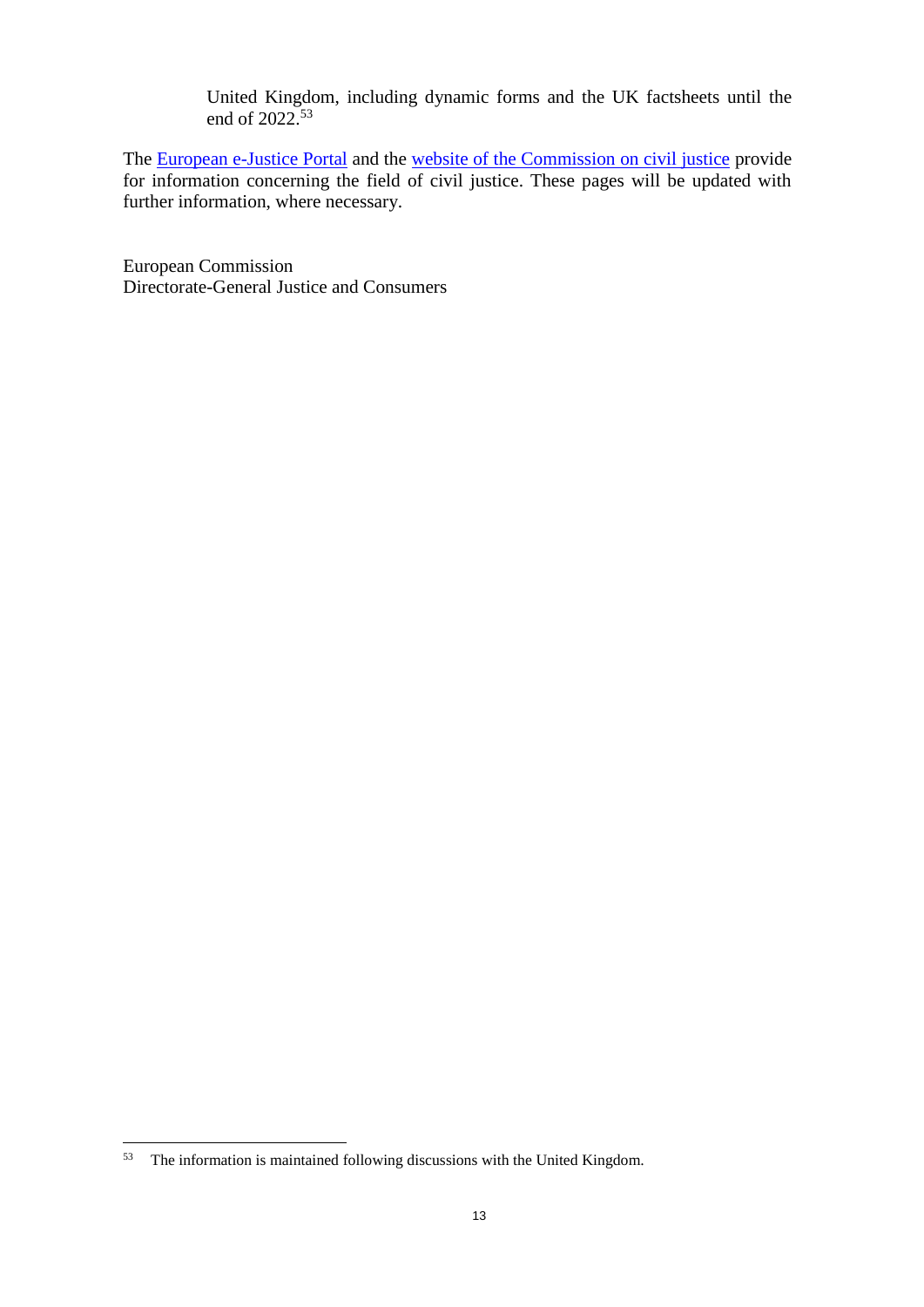United Kingdom, including dynamic forms and the UK factsheets until the end of 2022.[53]

The European e-Justice Portal and the website of the Commission on civil justice provide for information concerning the field of civil justice. These pages will be updated with further information, where necessary.

European Commission
Directorate-General Justice and Consumers

[53] The information is maintained following discussions with the United Kingdom.